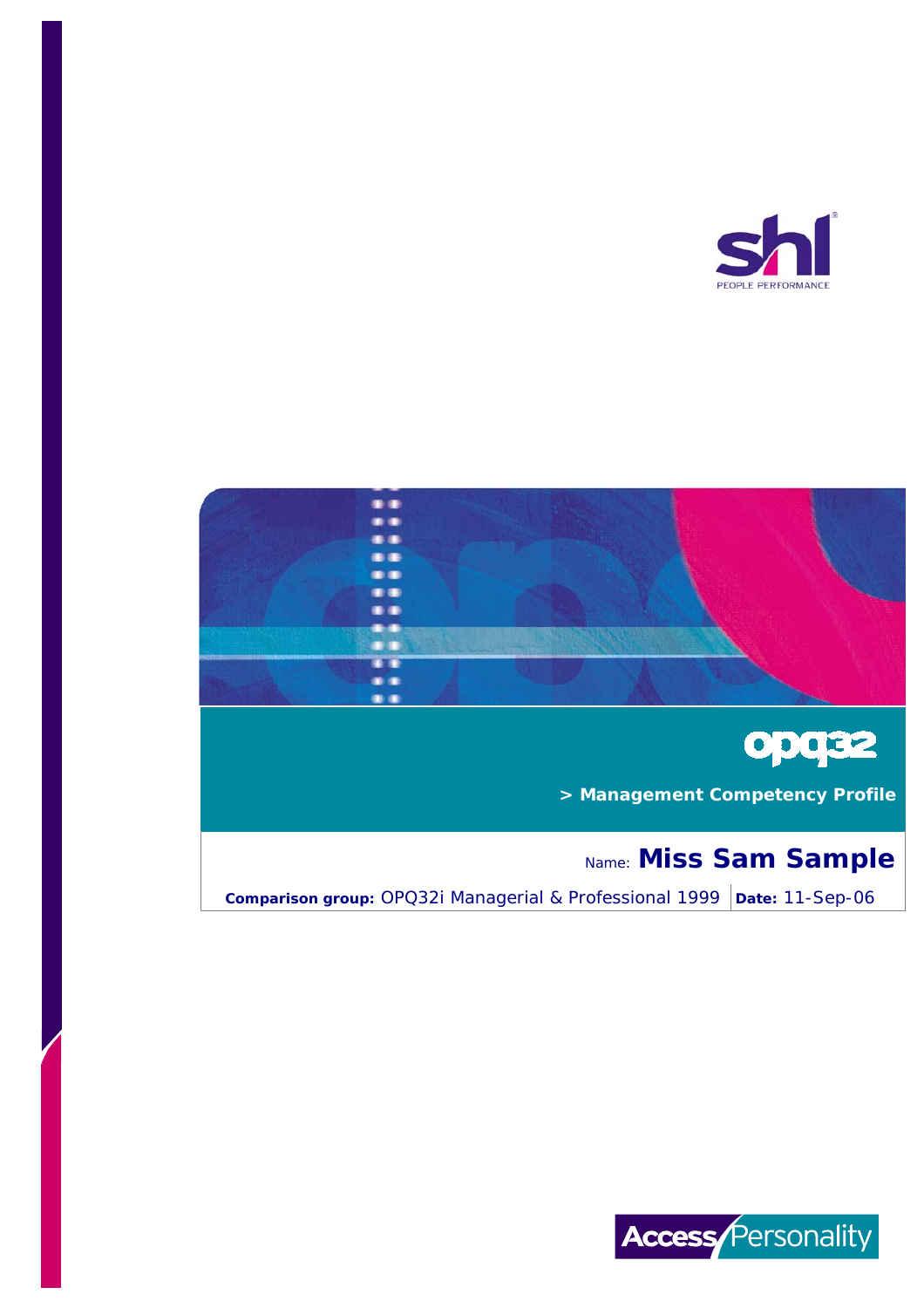shl

PEOPLE PERFORMANCE

# opq32

## > Management Competency Profile

Name: **Miss Sam Sample**

**Comparison group:** OPQ32i Managerial & Professional 1999 | **Date:** 11-Sep-06

Access Personality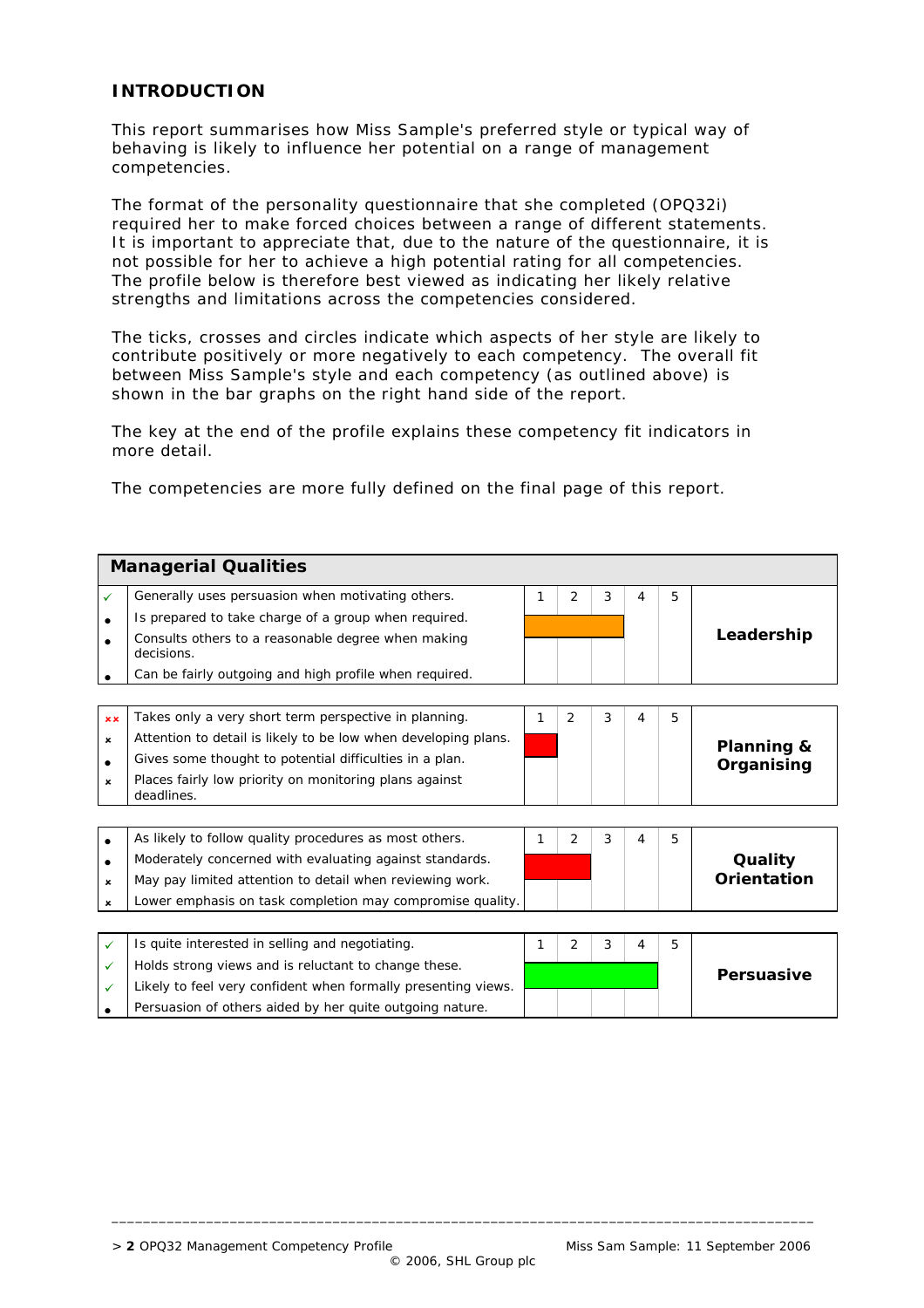## INTRODUCTION

This report summarises how Miss Sample's preferred style or typical way of behaving is likely to influence her potential on a range of management competencies.

The format of the personality questionnaire that she completed (OPQ32i) required her to make forced choices between a range of different statements. It is important to appreciate that, due to the nature of the questionnaire, it is not possible for her to achieve a high potential rating for all competencies. The profile below is therefore best viewed as indicating her likely relative strengths and limitations across the competencies considered.

The ticks, crosses and circles indicate which aspects of her style are likely to contribute positively or more negatively to each competency. The overall fit between Miss Sample's style and each competency (as outlined above) is shown in the bar graphs on the right hand side of the report.

The key at the end of the profile explains these competency fit indicators in more detail.

The competencies are more fully defined on the final page of this report.

### Managerial Qualities

| | Indicator | 1 | 2 | 3 | 4 | 5 | Competency |
|---|---|---|---|---|---|---|---|
| ✓ | Generally uses persuasion when motivating others. | ■ | ■ | ■ | | | **Leadership** (rating: 3) |
| • | Is prepared to take charge of a group when required. | | | | | | |
| • | Consults others to a reasonable degree when making decisions. | | | | | | |
| • | Can be fairly outgoing and high profile when required. | | | | | | |

| | Indicator | 1 | 2 | 3 | 4 | 5 | Competency |
|---|---|---|---|---|---|---|---|
| ✗✗ | Takes only a very short term perspective in planning. | ■ | | | | | **Planning & Organising** (rating: 1) |
| ✗ | Attention to detail is likely to be low when developing plans. | | | | | | |
| • | Gives some thought to potential difficulties in a plan. | | | | | | |
| ✗ | Places fairly low priority on monitoring plans against deadlines. | | | | | | |

| | Indicator | 1 | 2 | 3 | 4 | 5 | Competency |
|---|---|---|---|---|---|---|---|
| • | As likely to follow quality procedures as most others. | ■ | ■ | | | | **Quality Orientation** (rating: 2) |
| • | Moderately concerned with evaluating against standards. | | | | | | |
| ✗ | May pay limited attention to detail when reviewing work. | | | | | | |
| ✗ | Lower emphasis on task completion may compromise quality. | | | | | | |

| | Indicator | 1 | 2 | 3 | 4 | 5 | Competency |
|---|---|---|---|---|---|---|---|
| ✓ | Is quite interested in selling and negotiating. | ■ | ■ | ■ | ■ | | **Persuasive** (rating: 4) |
| ✓ | Holds strong views and is reluctant to change these. | | | | | | |
| ✓ | Likely to feel very confident when formally presenting views. | | | | | | |
| • | Persuasion of others aided by her quite outgoing nature. | | | | | | |

© 2006, SHL Group plc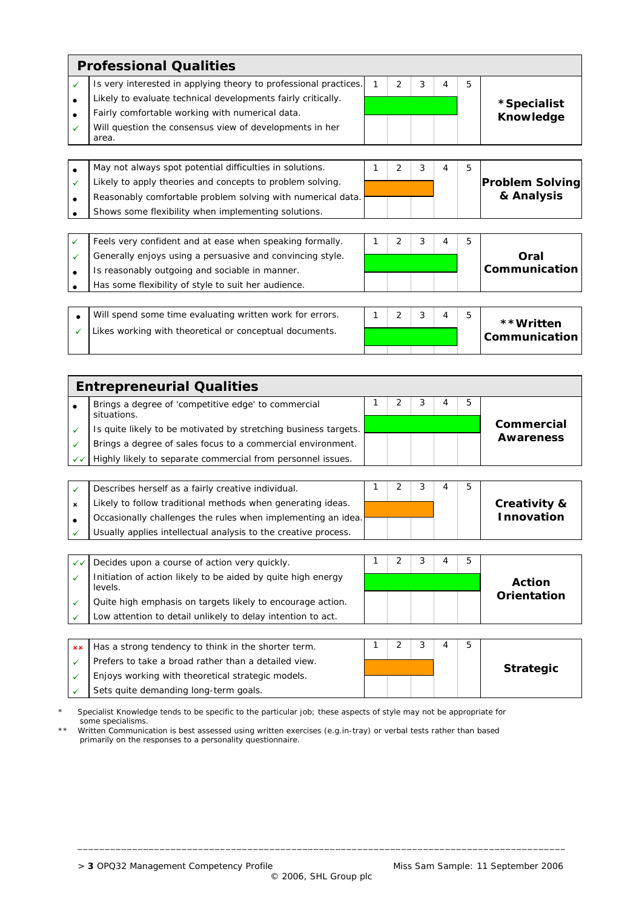## Professional Qualities

| | | Rating (1–5) | Competency |
|---|---|---|---|
| ✓ | Is very interested in applying theory to professional practices. | 4 | *Specialist Knowledge |
| • | Likely to evaluate technical developments fairly critically. | | |
| • | Fairly comfortable working with numerical data. | | |
| ✓ | Will question the consensus view of developments in her area. | | |

| | | Rating (1–5) | Competency |
|---|---|---|---|
| • | May not always spot potential difficulties in solutions. | 3 | Problem Solving & Analysis |
| ✓ | Likely to apply theories and concepts to problem solving. | | |
| • | Reasonably comfortable problem solving with numerical data. | | |
| • | Shows some flexibility when implementing solutions. | | |

| | | Rating (1–5) | Competency |
|---|---|---|---|
| ✓ | Feels very confident and at ease when speaking formally. | 4 | Oral Communication |
| ✓ | Generally enjoys using a persuasive and convincing style. | | |
| • | Is reasonably outgoing and sociable in manner. | | |
| • | Has some flexibility of style to suit her audience. | | |

| | | Rating (1–5) | Competency |
|---|---|---|---|
| • | Will spend some time evaluating written work for errors. | 4 | **Written Communication |
| ✓ | Likes working with theoretical or conceptual documents. | | |

## Entrepreneurial Qualities

| | | Rating (1–5) | Competency |
|---|---|---|---|
| • | Brings a degree of 'competitive edge' to commercial situations. | 5 | Commercial Awareness |
| ✓ | Is quite likely to be motivated by stretching business targets. | | |
| ✓ | Brings a degree of sales focus to a commercial environment. | | |
| ✓✓ | Highly likely to separate commercial from personnel issues. | | |

| | | Rating (1–5) | Competency |
|---|---|---|---|
| ✓ | Describes herself as a fairly creative individual. | 3 | Creativity & Innovation |
| × | Likely to follow traditional methods when generating ideas. | | |
| • | Occasionally challenges the rules when implementing an idea. | | |
| ✓ | Usually applies intellectual analysis to the creative process. | | |

| | | Rating (1–5) | Competency |
|---|---|---|---|
| ✓✓ | Decides upon a course of action very quickly. | 5 | Action Orientation |
| ✓ | Initiation of action likely to be aided by quite high energy levels. | | |
| ✓ | Quite high emphasis on targets likely to encourage action. | | |
| ✓ | Low attention to detail unlikely to delay intention to act. | | |

| | | Rating (1–5) | Competency |
|---|---|---|---|
| ×× | Has a strong tendency to think in the shorter term. | 3 | Strategic |
| ✓ | Prefers to take a broad rather than a detailed view. | | |
| ✓ | Enjoys working with theoretical strategic models. | | |
| ✓ | Sets quite demanding long-term goals. | | |

\* Specialist Knowledge tends to be specific to the particular job; these aspects of style may not be appropriate for some specialisms.

\*\* Written Communication is best assessed using written exercises (e.g.in-tray) or verbal tests rather than based primarily on the responses to a personality questionnaire.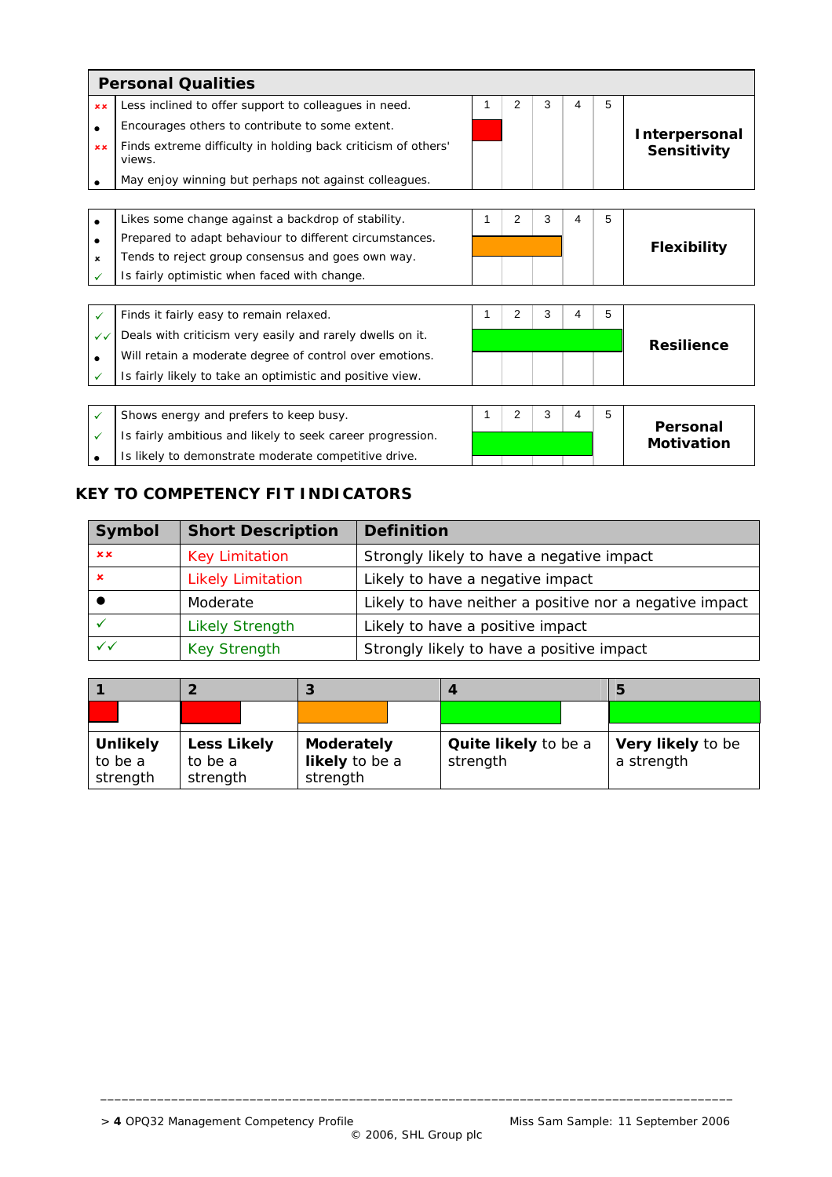## Personal Qualities

| Symbol | Description | Score (1–5) | Competency |
|---|---|---|---|
| ×× | Less inclined to offer support to colleagues in need. | 1 | **Interpersonal Sensitivity** |
| ● | Encourages others to contribute to some extent. | | |
| ×× | Finds extreme difficulty in holding back criticism of others' views. | | |
| ● | May enjoy winning but perhaps not against colleagues. | | |

| Symbol | Description | Score (1–5) | Competency |
|---|---|---|---|
| ● | Likes some change against a backdrop of stability. | 3 | **Flexibility** |
| ● | Prepared to adapt behaviour to different circumstances. | | |
| × | Tends to reject group consensus and goes own way. | | |
| ✓ | Is fairly optimistic when faced with change. | | |

| Symbol | Description | Score (1–5) | Competency |
|---|---|---|---|
| ✓ | Finds it fairly easy to remain relaxed. | 5 | **Resilience** |
| ✓✓ | Deals with criticism very easily and rarely dwells on it. | | |
| ● | Will retain a moderate degree of control over emotions. | | |
| ✓ | Is fairly likely to take an optimistic and positive view. | | |

| Symbol | Description | Score (1–5) | Competency |
|---|---|---|---|
| ✓ | Shows energy and prefers to keep busy. | 4 | **Personal Motivation** |
| ✓ | Is fairly ambitious and likely to seek career progression. | | |
| ● | Is likely to demonstrate moderate competitive drive. | | |

## KEY TO COMPETENCY FIT INDICATORS

| Symbol | Short Description | Definition |
|---|---|---|
| ×× | Key Limitation | Strongly likely to have a negative impact |
| × | Likely Limitation | Likely to have a negative impact |
| ● | Moderate | Likely to have neither a positive nor a negative impact |
| ✓ | Likely Strength | Likely to have a positive impact |
| ✓✓ | Key Strength | Strongly likely to have a positive impact |

| 1 | 2 | 3 | 4 | 5 |
|---|---|---|---|---|
| **Unlikely** to be a strength | **Less Likely** to be a strength | **Moderately likely** to be a strength | **Quite likely** to be a strength | **Very likely** to be a strength |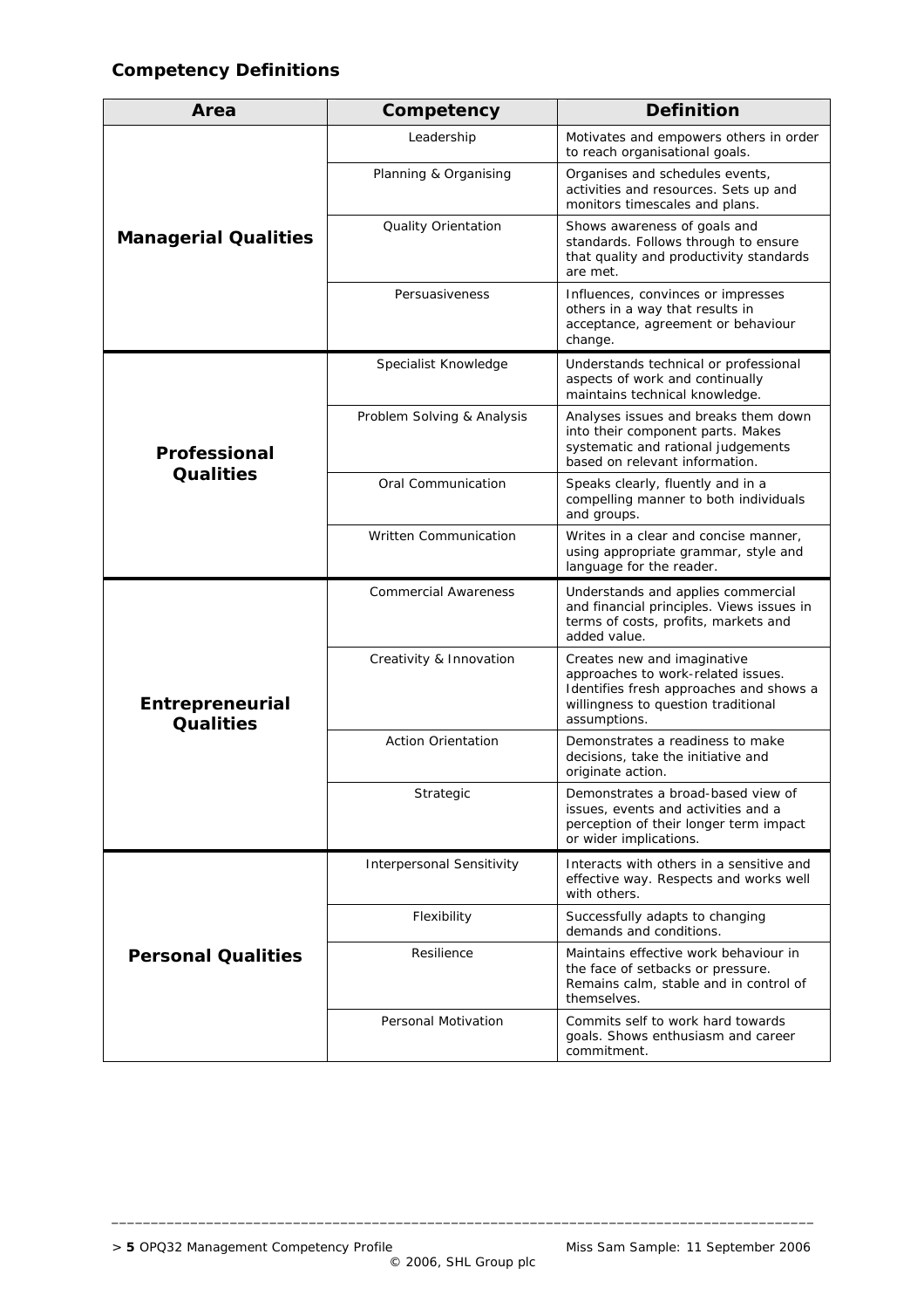## Competency Definitions

| Area | Competency | Definition |
|---|---|---|
| **Managerial Qualities** | Leadership | Motivates and empowers others in order to reach organisational goals. |
| | Planning & Organising | Organises and schedules events, activities and resources. Sets up and monitors timescales and plans. |
| | Quality Orientation | Shows awareness of goals and standards. Follows through to ensure that quality and productivity standards are met. |
| | Persuasiveness | Influences, convinces or impresses others in a way that results in acceptance, agreement or behaviour change. |
| **Professional Qualities** | Specialist Knowledge | Understands technical or professional aspects of work and continually maintains technical knowledge. |
| | Problem Solving & Analysis | Analyses issues and breaks them down into their component parts. Makes systematic and rational judgements based on relevant information. |
| | Oral Communication | Speaks clearly, fluently and in a compelling manner to both individuals and groups. |
| | Written Communication | Writes in a clear and concise manner, using appropriate grammar, style and language for the reader. |
| **Entrepreneurial Qualities** | Commercial Awareness | Understands and applies commercial and financial principles. Views issues in terms of costs, profits, markets and added value. |
| | Creativity & Innovation | Creates new and imaginative approaches to work-related issues. Identifies fresh approaches and shows a willingness to question traditional assumptions. |
| | Action Orientation | Demonstrates a readiness to make decisions, take the initiative and originate action. |
| | Strategic | Demonstrates a broad-based view of issues, events and activities and a perception of their longer term impact or wider implications. |
| **Personal Qualities** | Interpersonal Sensitivity | Interacts with others in a sensitive and effective way. Respects and works well with others. |
| | Flexibility | Successfully adapts to changing demands and conditions. |
| | Resilience | Maintains effective work behaviour in the face of setbacks or pressure. Remains calm, stable and in control of themselves. |
| | Personal Motivation | Commits self to work hard towards goals. Shows enthusiasm and career commitment. |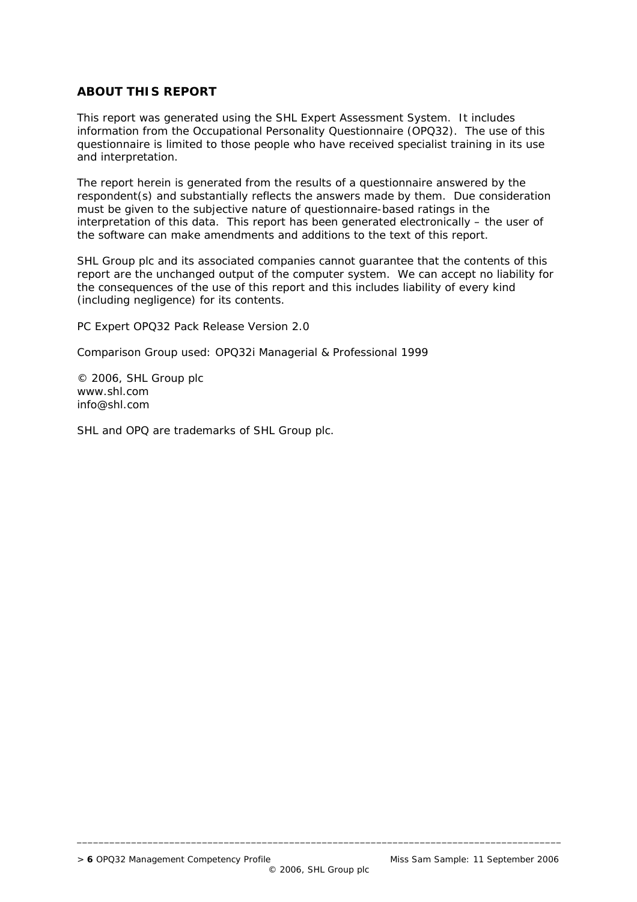## ABOUT THIS REPORT

This report was generated using the SHL Expert Assessment System. It includes information from the Occupational Personality Questionnaire (OPQ32). The use of this questionnaire is limited to those people who have received specialist training in its use and interpretation.

The report herein is generated from the results of a questionnaire answered by the respondent(s) and substantially reflects the answers made by them. Due consideration must be given to the subjective nature of questionnaire-based ratings in the interpretation of this data. This report has been generated electronically – the user of the software can make amendments and additions to the text of this report.

SHL Group plc and its associated companies cannot guarantee that the contents of this report are the unchanged output of the computer system. We can accept no liability for the consequences of the use of this report and this includes liability of every kind (including negligence) for its contents.

PC Expert OPQ32 Pack Release Version 2.0

Comparison Group used: OPQ32i Managerial & Professional 1999

© 2006, SHL Group plc  
www.shl.com  
info@shl.com

SHL and OPQ are trademarks of SHL Group plc.